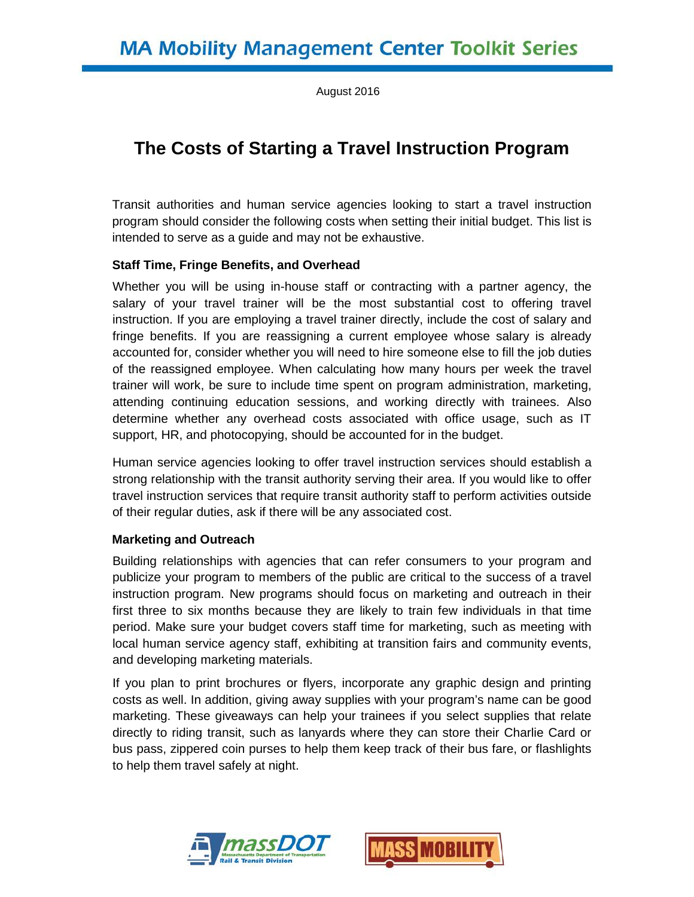# MA Mobility Management Center Toolkit Series

August 2016

## The Costs of Starting a Travel Instruction Program

Transit authorities and human service agencies looking to start a travel instruction program should consider the following costs when setting their initial budget. This list is intended to serve as a guide and may not be exhaustive.

### Staff Time, Fringe Benefits, and Overhead

Whether you will be using in-house staff or contracting with a partner agency, the salary of your travel trainer will be the most substantial cost to offering travel instruction. If you are employing a travel trainer directly, include the cost of salary and fringe benefits. If you are reassigning a current employee whose salary is already accounted for, consider whether you will need to hire someone else to fill the job duties of the reassigned employee. When calculating how many hours per week the travel trainer will work, be sure to include time spent on program administration, marketing, attending continuing education sessions, and working directly with trainees. Also determine whether any overhead costs associated with office usage, such as IT support, HR, and photocopying, should be accounted for in the budget.

Human service agencies looking to offer travel instruction services should establish a strong relationship with the transit authority serving their area. If you would like to offer travel instruction services that require transit authority staff to perform activities outside of their regular duties, ask if there will be any associated cost.

### Marketing and Outreach

Building relationships with agencies that can refer consumers to your program and publicize your program to members of the public are critical to the success of a travel instruction program. New programs should focus on marketing and outreach in their first three to six months because they are likely to train few individuals in that time period. Make sure your budget covers staff time for marketing, such as meeting with local human service agency staff, exhibiting at transition fairs and community events, and developing marketing materials.

If you plan to print brochures or flyers, incorporate any graphic design and printing costs as well. In addition, giving away supplies with your program's name can be good marketing. These giveaways can help your trainees if you select supplies that relate directly to riding transit, such as lanyards where they can store their Charlie Card or bus pass, zippered coin purses to help them keep track of their bus fare, or flashlights to help them travel safely at night.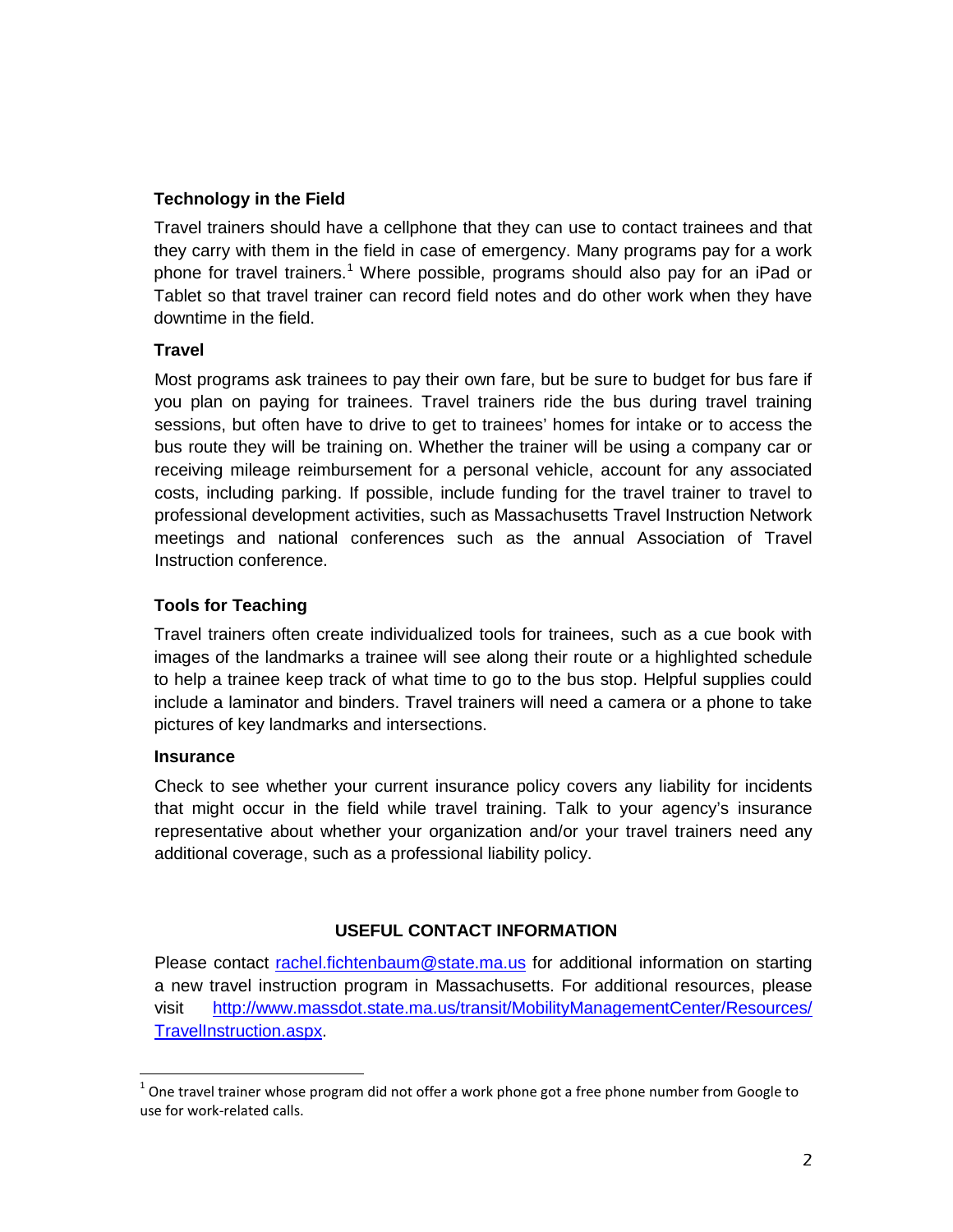### Technology in the Field

Travel trainers should have a cellphone that they can use to contact trainees and that they carry with them in the field in case of emergency. Many programs pay for a work phone for travel trainers.[1] Where possible, programs should also pay for an iPad or Tablet so that travel trainer can record field notes and do other work when they have downtime in the field.

### Travel

Most programs ask trainees to pay their own fare, but be sure to budget for bus fare if you plan on paying for trainees. Travel trainers ride the bus during travel training sessions, but often have to drive to get to trainees' homes for intake or to access the bus route they will be training on. Whether the trainer will be using a company car or receiving mileage reimbursement for a personal vehicle, account for any associated costs, including parking. If possible, include funding for the travel trainer to travel to professional development activities, such as Massachusetts Travel Instruction Network meetings and national conferences such as the annual Association of Travel Instruction conference.

### Tools for Teaching

Travel trainers often create individualized tools for trainees, such as a cue book with images of the landmarks a trainee will see along their route or a highlighted schedule to help a trainee keep track of what time to go to the bus stop. Helpful supplies could include a laminator and binders. Travel trainers will need a camera or a phone to take pictures of key landmarks and intersections.

### Insurance

Check to see whether your current insurance policy covers any liability for incidents that might occur in the field while travel training. Talk to your agency's insurance representative about whether your organization and/or your travel trainers need any additional coverage, such as a professional liability policy.

## USEFUL CONTACT INFORMATION

Please contact [rachel.fichtenbaum@state.ma.us](mailto:rachel.fichtenbaum@state.ma.us) for additional information on starting a new travel instruction program in Massachusetts. For additional resources, please visit [http://www.massdot.state.ma.us/transit/MobilityManagementCenter/Resources/TravelInstruction.aspx](http://www.massdot.state.ma.us/transit/MobilityManagementCenter/Resources/TravelInstruction.aspx).

---

[1] One travel trainer whose program did not offer a work phone got a free phone number from Google to use for work-related calls.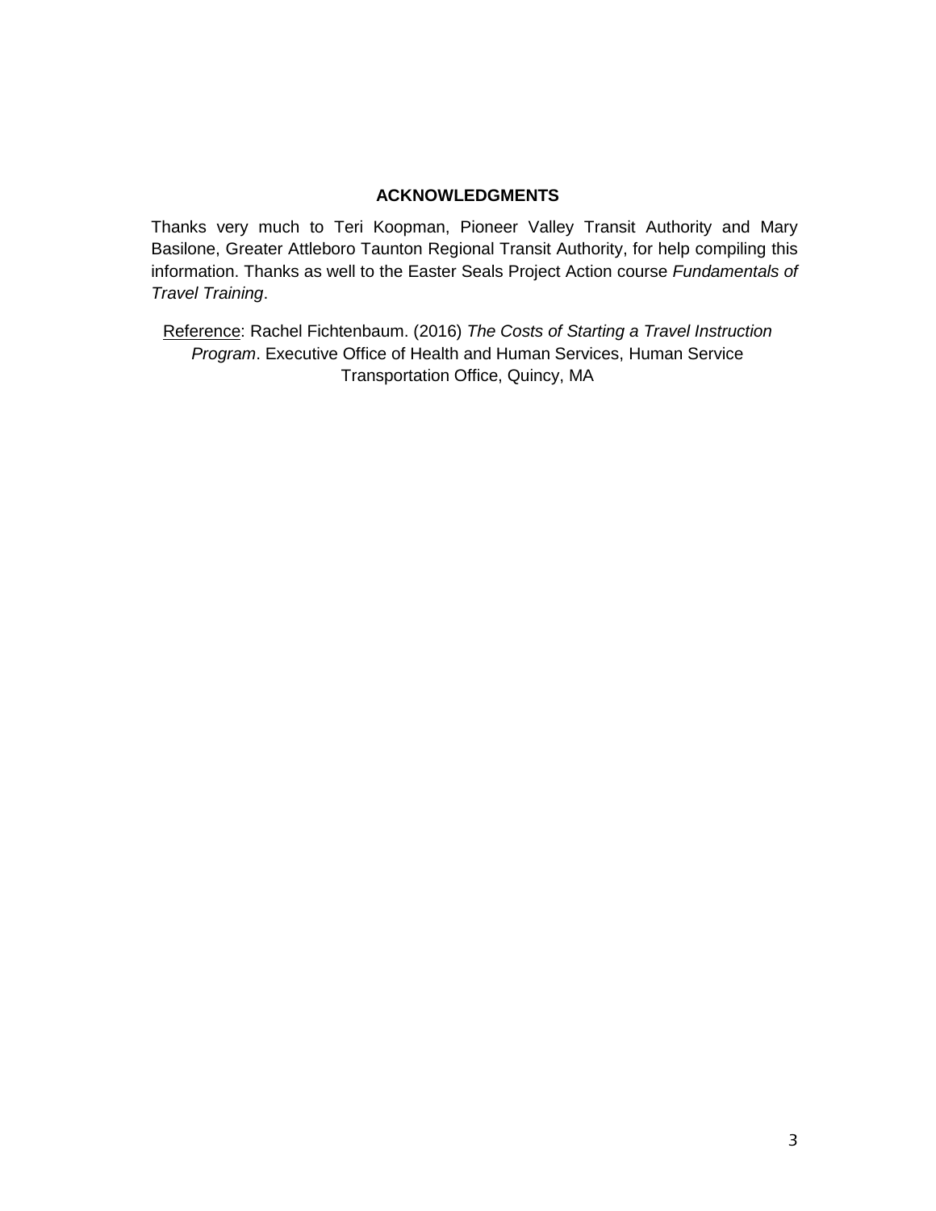## ACKNOWLEDGMENTS

Thanks very much to Teri Koopman, Pioneer Valley Transit Authority and Mary Basilone, Greater Attleboro Taunton Regional Transit Authority, for help compiling this information. Thanks as well to the Easter Seals Project Action course *Fundamentals of Travel Training*.

Reference: Rachel Fichtenbaum. (2016) *The Costs of Starting a Travel Instruction Program*. Executive Office of Health and Human Services, Human Service Transportation Office, Quincy, MA